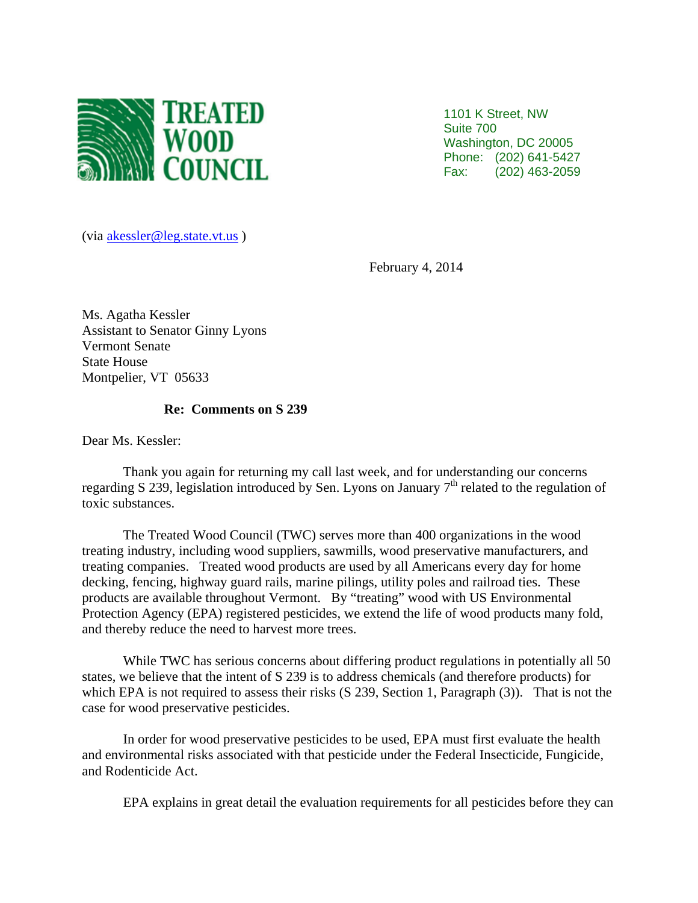**TREATED WOOD COUNCIL**

1101 K Street, NW
Suite 700
Washington, DC 20005
Phone: (202) 641-5427
Fax: (202) 463-2059

(via akessler@leg.state.vt.us )

February 4, 2014

Ms. Agatha Kessler
Assistant to Senator Ginny Lyons
Vermont Senate
State House
Montpelier, VT 05633

**Re: Comments on S 239**

Dear Ms. Kessler:

Thank you again for returning my call last week, and for understanding our concerns regarding S 239, legislation introduced by Sen. Lyons on January 7th related to the regulation of toxic substances.

The Treated Wood Council (TWC) serves more than 400 organizations in the wood treating industry, including wood suppliers, sawmills, wood preservative manufacturers, and treating companies. Treated wood products are used by all Americans every day for home decking, fencing, highway guard rails, marine pilings, utility poles and railroad ties. These products are available throughout Vermont. By "treating" wood with US Environmental Protection Agency (EPA) registered pesticides, we extend the life of wood products many fold, and thereby reduce the need to harvest more trees.

While TWC has serious concerns about differing product regulations in potentially all 50 states, we believe that the intent of S 239 is to address chemicals (and therefore products) for which EPA is not required to assess their risks (S 239, Section 1, Paragraph (3)). That is not the case for wood preservative pesticides.

In order for wood preservative pesticides to be used, EPA must first evaluate the health and environmental risks associated with that pesticide under the Federal Insecticide, Fungicide, and Rodenticide Act.

EPA explains in great detail the evaluation requirements for all pesticides before they can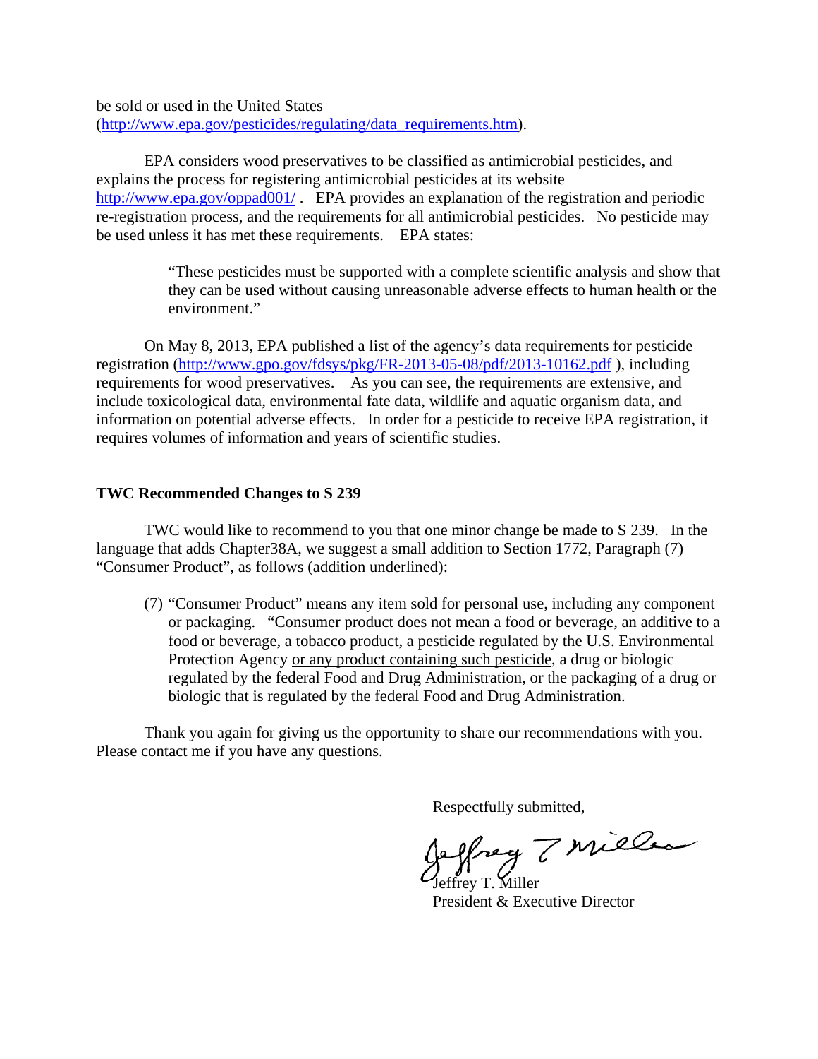be sold or used in the United States (http://www.epa.gov/pesticides/regulating/data_requirements.htm).

EPA considers wood preservatives to be classified as antimicrobial pesticides, and explains the process for registering antimicrobial pesticides at its website http://www.epa.gov/oppad001/ . EPA provides an explanation of the registration and periodic re-registration process, and the requirements for all antimicrobial pesticides. No pesticide may be used unless it has met these requirements. EPA states:

> "These pesticides must be supported with a complete scientific analysis and show that they can be used without causing unreasonable adverse effects to human health or the environment."

On May 8, 2013, EPA published a list of the agency's data requirements for pesticide registration (http://www.gpo.gov/fdsys/pkg/FR-2013-05-08/pdf/2013-10162.pdf ), including requirements for wood preservatives. As you can see, the requirements are extensive, and include toxicological data, environmental fate data, wildlife and aquatic organism data, and information on potential adverse effects. In order for a pesticide to receive EPA registration, it requires volumes of information and years of scientific studies.

**TWC Recommended Changes to S 239**

TWC would like to recommend to you that one minor change be made to S 239. In the language that adds Chapter38A, we suggest a small addition to Section 1772, Paragraph (7) "Consumer Product", as follows (addition underlined):

(7) "Consumer Product" means any item sold for personal use, including any component or packaging. "Consumer product does not mean a food or beverage, an additive to a food or beverage, a tobacco product, a pesticide regulated by the U.S. Environmental Protection Agency <u>or any product containing such pesticide</u>, a drug or biologic regulated by the federal Food and Drug Administration, or the packaging of a drug or biologic that is regulated by the federal Food and Drug Administration.

Thank you again for giving us the opportunity to share our recommendations with you. Please contact me if you have any questions.

Respectfully submitted,

Jeffrey T. Miller
President & Executive Director